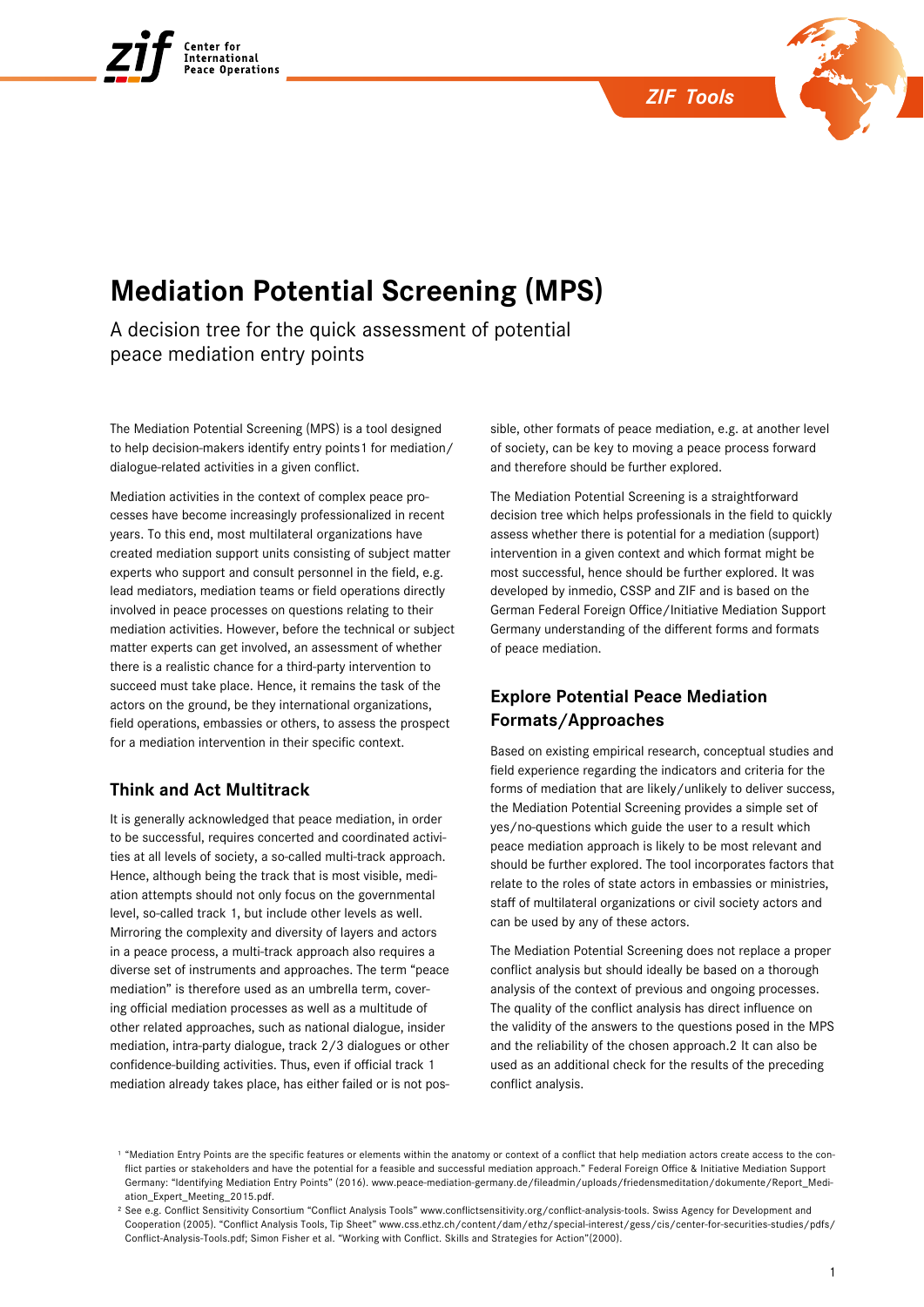# Mediation Potential Screening (MPS)

A decision tree for the quick assessment of potential peace mediation entry points

The Mediation Potential Screening (MPS) is a tool designed to help decision-makers identify entry points[1] for mediation/dialogue-related activities in a given conflict.

Mediation activities in the context of complex peace processes have become increasingly professionalized in recent years. To this end, most multilateral organizations have created mediation support units consisting of subject matter experts who support and consult personnel in the field, e.g. lead mediators, mediation teams or field operations directly involved in peace processes on questions relating to their mediation activities. However, before the technical or subject matter experts can get involved, an assessment of whether there is a realistic chance for a third-party intervention to succeed must take place. Hence, it remains the task of the actors on the ground, be they international organizations, field operations, embassies or others, to assess the prospect for a mediation intervention in their specific context.

## Think and Act Multitrack

It is generally acknowledged that peace mediation, in order to be successful, requires concerted and coordinated activities at all levels of society, a so-called multi-track approach. Hence, although being the track that is most visible, mediation attempts should not only focus on the governmental level, so-called track 1, but include other levels as well. Mirroring the complexity and diversity of layers and actors in a peace process, a multi-track approach also requires a diverse set of instruments and approaches. The term "peace mediation" is therefore used as an umbrella term, covering official mediation processes as well as a multitude of other related approaches, such as national dialogue, insider mediation, intra-party dialogue, track 2/3 dialogues or other confidence-building activities. Thus, even if official track 1 mediation already takes place, has either failed or is not possible, other formats of peace mediation, e.g. at another level of society, can be key to moving a peace process forward and therefore should be further explored.

The Mediation Potential Screening is a straightforward decision tree which helps professionals in the field to quickly assess whether there is potential for a mediation (support) intervention in a given context and which format might be most successful, hence should be further explored. It was developed by inmedio, CSSP and ZIF and is based on the German Federal Foreign Office/Initiative Mediation Support Germany understanding of the different forms and formats of peace mediation.

## Explore Potential Peace Mediation Formats/Approaches

Based on existing empirical research, conceptual studies and field experience regarding the indicators and criteria for the forms of mediation that are likely/unlikely to deliver success, the Mediation Potential Screening provides a simple set of yes/no-questions which guide the user to a result which peace mediation approach is likely to be most relevant and should be further explored. The tool incorporates factors that relate to the roles of state actors in embassies or ministries, staff of multilateral organizations or civil society actors and can be used by any of these actors.

The Mediation Potential Screening does not replace a proper conflict analysis but should ideally be based on a thorough analysis of the context of previous and ongoing processes. The quality of the conflict analysis has direct influence on the validity of the answers to the questions posed in the MPS and the reliability of the chosen approach.[2] It can also be used as an additional check for the results of the preceding conflict analysis.

---

[1] "Mediation Entry Points are the specific features or elements within the anatomy or context of a conflict that help mediation actors create access to the conflict parties or stakeholders and have the potential for a feasible and successful mediation approach." Federal Foreign Office & Initiative Mediation Support Germany: "Identifying Mediation Entry Points" (2016). www.peace-mediation-germany.de/fileadmin/uploads/friedensmeditation/dokumente/Report_Mediation_Expert_Meeting_2015.pdf.

[2] See e.g. Conflict Sensitivity Consortium "Conflict Analysis Tools" www.conflictsensitivity.org/conflict-analysis-tools. Swiss Agency for Development and Cooperation (2005). "Conflict Analysis Tools, Tip Sheet" www.css.ethz.ch/content/dam/ethz/special-interest/gess/cis/center-for-securities-studies/pdfs/Conflict-Analysis-Tools.pdf; Simon Fisher et al. "Working with Conflict. Skills and Strategies for Action"(2000).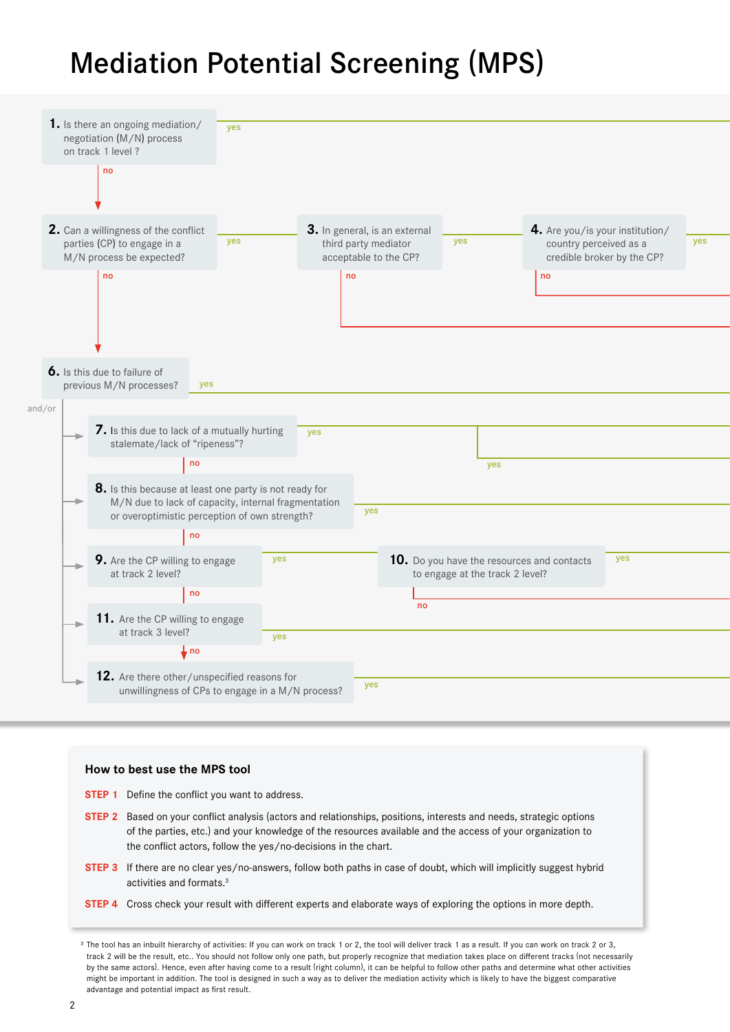# Mediation Potential Screening (MPS)

**1.** Is there an ongoing mediation/negotiation (M/N) process on track 1 level?
- yes →
- no → 2

**2.** Can a willingness of the conflict parties (CP) to engage in a M/N process be expected?
- yes → 3
- no → 6

**3.** In general, is an external third party mediator acceptable to the CP?
- yes → 4
- no →

**4.** Are you/is your institution/country perceived as a credible broker by the CP?
- yes →
- no →

**6.** Is this due to failure of previous M/N processes?
- yes →

and/or

**7.** Is this due to lack of a mutually hurting stalemate/lack of "ripeness"?
- yes →
- no

**8.** Is this because at least one party is not ready for M/N due to lack of capacity, internal fragmentation or overoptimistic perception of own strength?
- yes →
- no

**9.** Are the CP willing to engage at track 2 level?
- yes → 10
- no

**10.** Do you have the resources and contacts to engage at the track 2 level?
- yes →
- no →

**11.** Are the CP willing to engage at track 3 level?
- yes →
- no → 12

**12.** Are there other/unspecified reasons for unwillingness of CPs to engage in a M/N process?
- yes →

## How to best use the MPS tool

**STEP 1** Define the conflict you want to address.

**STEP 2** Based on your conflict analysis (actors and relationships, positions, interests and needs, strategic options of the parties, etc.) and your knowledge of the resources available and the access of your organization to the conflict actors, follow the yes/no-decisions in the chart.

**STEP 3** If there are no clear yes/no-answers, follow both paths in case of doubt, which will implicitly suggest hybrid activities and formats.[3]

**STEP 4** Cross check your result with different experts and elaborate ways of exploring the options in more depth.

[3] The tool has an inbuilt hierarchy of activities: If you can work on track 1 or 2, the tool will deliver track 1 as a result. If you can work on track 2 or 3, track 2 will be the result, etc.. You should not follow only one path, but properly recognize that mediation takes place on different tracks (not necessarily by the same actors). Hence, even after having come to a result (right column), it can be helpful to follow other paths and determine what other activities might be important in addition. The tool is designed in such a way as to deliver the mediation activity which is likely to have the biggest comparative advantage and potential impact as first result.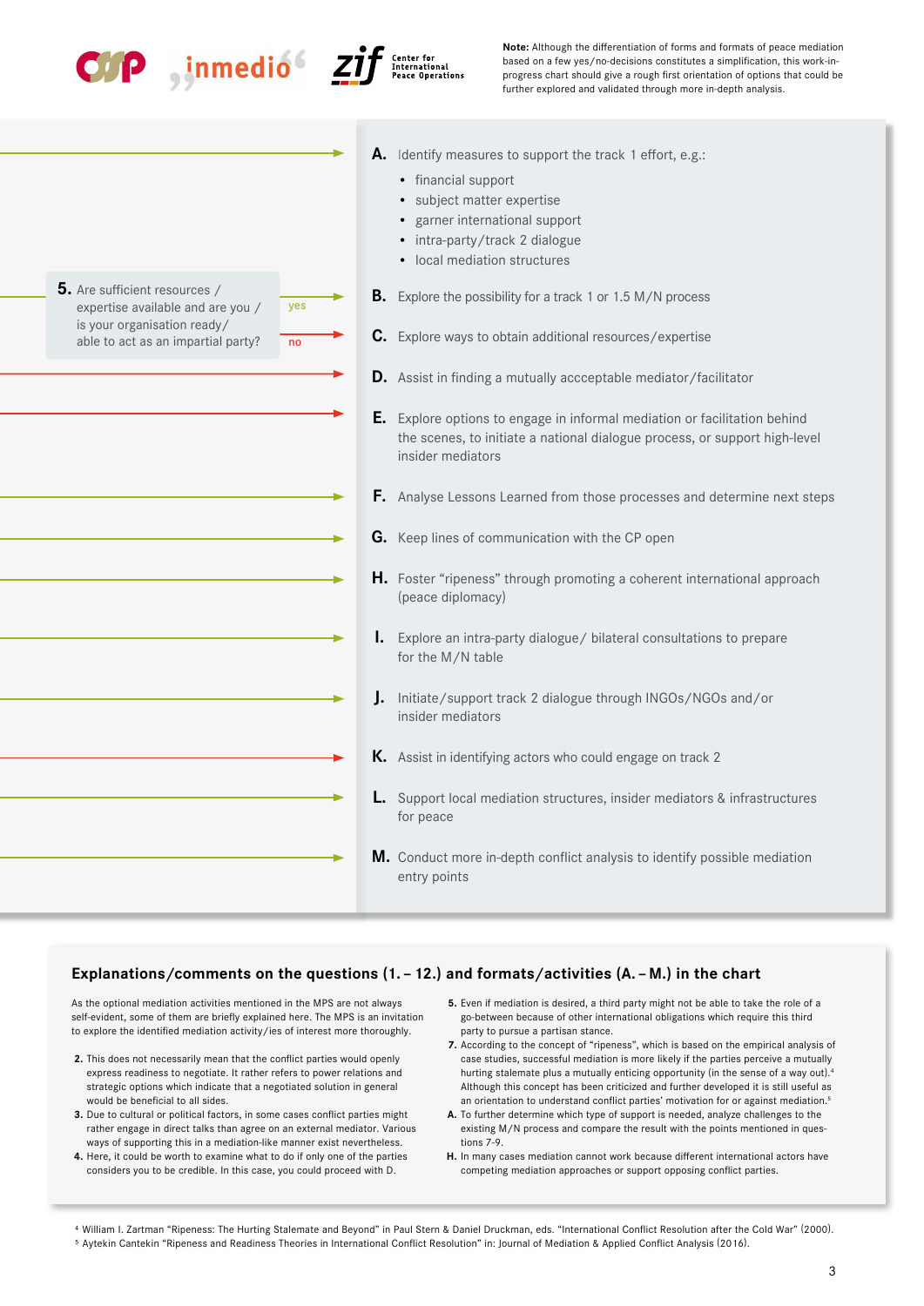**Note:** Although the differentiation of forms and formats of peace mediation based on a few yes/no-decisions constitutes a simplification, this work-in-progress chart should give a rough first orientation of options that could be further explored and validated through more in-depth analysis.

**5.** Are sufficient resources / expertise available and are you / is your organisation ready/ able to act as an impartial party?

yes → B
no → C

**A.** Identify measures to support the track 1 effort, e.g.:

- financial support
- subject matter expertise
- garner international support
- intra-party/track 2 dialogue
- local mediation structures

**B.** Explore the possibility for a track 1 or 1.5 M/N process

**C.** Explore ways to obtain additional resources/expertise

**D.** Assist in finding a mutually accceptable mediator/facilitator

**E.** Explore options to engage in informal mediation or facilitation behind the scenes, to initiate a national dialogue process, or support high-level insider mediators

**F.** Analyse Lessons Learned from those processes and determine next steps

**G.** Keep lines of communication with the CP open

**H.** Foster "ripeness" through promoting a coherent international approach (peace diplomacy)

**I.** Explore an intra-party dialogue/ bilateral consultations to prepare for the M/N table

**J.** Initiate/support track 2 dialogue through INGOs/NGOs and/or insider mediators

**K.** Assist in identifying actors who could engage on track 2

**L.** Support local mediation structures, insider mediators & infrastructures for peace

**M.** Conduct more in-depth conflict analysis to identify possible mediation entry points

## Explanations/comments on the questions (1. – 12.) and formats/activities (A. – M.) in the chart

As the optional mediation activities mentioned in the MPS are not always self-evident, some of them are briefly explained here. The MPS is an invitation to explore the identified mediation activity/ies of interest more thoroughly.

**2.** This does not necessarily mean that the conflict parties would openly express readiness to negotiate. It rather refers to power relations and strategic options which indicate that a negotiated solution in general would be beneficial to all sides.

**3.** Due to cultural or political factors, in some cases conflict parties might rather engage in direct talks than agree on an external mediator. Various ways of supporting this in a mediation-like manner exist nevertheless.

**4.** Here, it could be worth to examine what to do if only one of the parties considers you to be credible. In this case, you could proceed with D.

**5.** Even if mediation is desired, a third party might not be able to take the role of a go-between because of other international obligations which require this third party to pursue a partisan stance.

**7.** According to the concept of "ripeness", which is based on the empirical analysis of case studies, successful mediation is more likely if the parties perceive a mutually hurting stalemate plus a mutually enticing opportunity (in the sense of a way out).[4] Although this concept has been criticized and further developed it is still useful as an orientation to understand conflict parties' motivation for or against mediation.[5]

**A.** To further determine which type of support is needed, analyze challenges to the existing M/N process and compare the result with the points mentioned in questions 7-9.

**H.** In many cases mediation cannot work because different international actors have competing mediation approaches or support opposing conflict parties.

[4] William I. Zartman "Ripeness: The Hurting Stalemate and Beyond" in Paul Stern & Daniel Druckman, eds. "International Conflict Resolution after the Cold War" (2000).

[5] Aytekin Cantekin "Ripeness and Readiness Theories in International Conflict Resolution" in: Journal of Mediation & Applied Conflict Analysis (2016).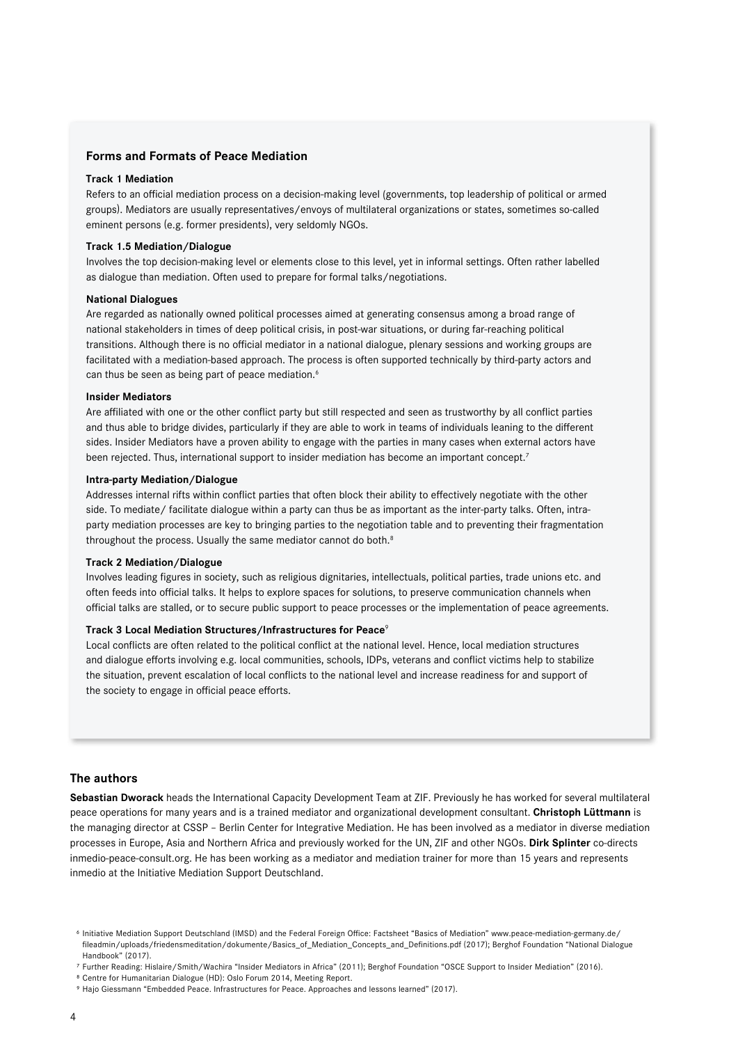## Forms and Formats of Peace Mediation

### Track 1 Mediation

Refers to an official mediation process on a decision-making level (governments, top leadership of political or armed groups). Mediators are usually representatives/envoys of multilateral organizations or states, sometimes so-called eminent persons (e.g. former presidents), very seldomly NGOs.

### Track 1.5 Mediation/Dialogue

Involves the top decision-making level or elements close to this level, yet in informal settings. Often rather labelled as dialogue than mediation. Often used to prepare for formal talks/negotiations.

### National Dialogues

Are regarded as nationally owned political processes aimed at generating consensus among a broad range of national stakeholders in times of deep political crisis, in post-war situations, or during far-reaching political transitions. Although there is no official mediator in a national dialogue, plenary sessions and working groups are facilitated with a mediation-based approach. The process is often supported technically by third-party actors and can thus be seen as being part of peace mediation.[6]

### Insider Mediators

Are affiliated with one or the other conflict party but still respected and seen as trustworthy by all conflict parties and thus able to bridge divides, particularly if they are able to work in teams of individuals leaning to the different sides. Insider Mediators have a proven ability to engage with the parties in many cases when external actors have been rejected. Thus, international support to insider mediation has become an important concept.[7]

### Intra-party Mediation/Dialogue

Addresses internal rifts within conflict parties that often block their ability to effectively negotiate with the other side. To mediate/ facilitate dialogue within a party can thus be as important as the inter-party talks. Often, intra-party mediation processes are key to bringing parties to the negotiation table and to preventing their fragmentation throughout the process. Usually the same mediator cannot do both.[8]

### Track 2 Mediation/Dialogue

Involves leading figures in society, such as religious dignitaries, intellectuals, political parties, trade unions etc. and often feeds into official talks. It helps to explore spaces for solutions, to preserve communication channels when official talks are stalled, or to secure public support to peace processes or the implementation of peace agreements.

### Track 3 Local Mediation Structures/Infrastructures for Peace[9]

Local conflicts are often related to the political conflict at the national level. Hence, local mediation structures and dialogue efforts involving e.g. local communities, schools, IDPs, veterans and conflict victims help to stabilize the situation, prevent escalation of local conflicts to the national level and increase readiness for and support of the society to engage in official peace efforts.

## The authors

**Sebastian Dworack** heads the International Capacity Development Team at ZIF. Previously he has worked for several multilateral peace operations for many years and is a trained mediator and organizational development consultant. **Christoph Lüttmann** is the managing director at CSSP – Berlin Center for Integrative Mediation. He has been involved as a mediator in diverse mediation processes in Europe, Asia and Northern Africa and previously worked for the UN, ZIF and other NGOs. **Dirk Splinter** co-directs inmedio-peace-consult.org. He has been working as a mediator and mediation trainer for more than 15 years and represents inmedio at the Initiative Mediation Support Deutschland.

---

[6] Initiative Mediation Support Deutschland (IMSD) and the Federal Foreign Office: Factsheet "Basics of Mediation" www.peace-mediation-germany.de/fileadmin/uploads/friedensmeditation/dokumente/Basics_of_Mediation_Concepts_and_Definitions.pdf (2017); Berghof Foundation "National Dialogue Handbook" (2017).

[7] Further Reading: Hislaire/Smith/Wachira "Insider Mediators in Africa" (2011); Berghof Foundation "OSCE Support to Insider Mediation" (2016).

[8] Centre for Humanitarian Dialogue (HD): Oslo Forum 2014, Meeting Report.

[9] Hajo Giessmann "Embedded Peace. Infrastructures for Peace. Approaches and lessons learned" (2017).